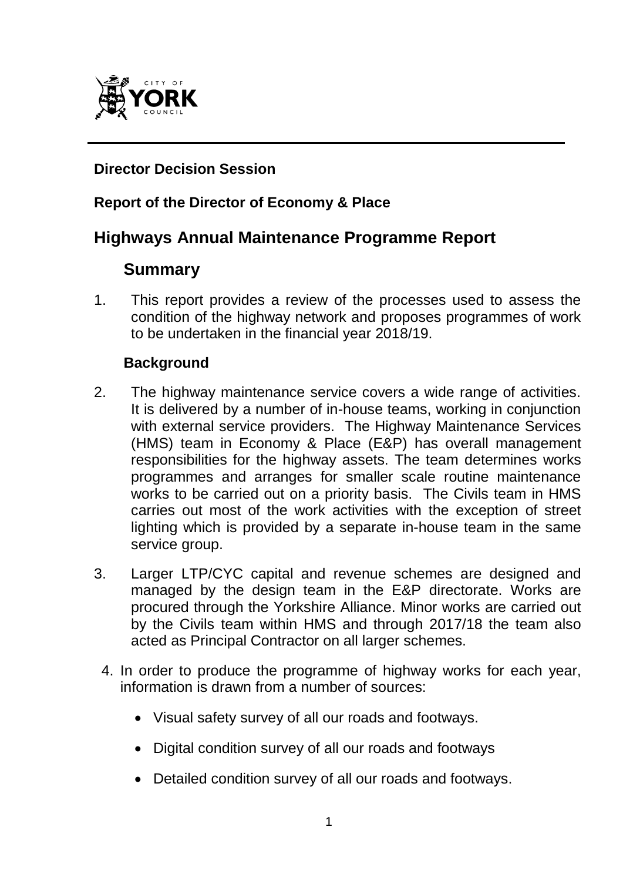**Director Decision Session**

**Report of the Director of Economy & Place**

# Highways Annual Maintenance Programme Report

## Summary

1. This report provides a review of the processes used to assess the condition of the highway network and proposes programmes of work to be undertaken in the financial year 2018/19.

### Background

2. The highway maintenance service covers a wide range of activities. It is delivered by a number of in-house teams, working in conjunction with external service providers. The Highway Maintenance Services (HMS) team in Economy & Place (E&P) has overall management responsibilities for the highway assets. The team determines works programmes and arranges for smaller scale routine maintenance works to be carried out on a priority basis. The Civils team in HMS carries out most of the work activities with the exception of street lighting which is provided by a separate in-house team in the same service group.

3. Larger LTP/CYC capital and revenue schemes are designed and managed by the design team in the E&P directorate. Works are procured through the Yorkshire Alliance. Minor works are carried out by the Civils team within HMS and through 2017/18 the team also acted as Principal Contractor on all larger schemes.

4. In order to produce the programme of highway works for each year, information is drawn from a number of sources:

    - Visual safety survey of all our roads and footways.
    - Digital condition survey of all our roads and footways
    - Detailed condition survey of all our roads and footways.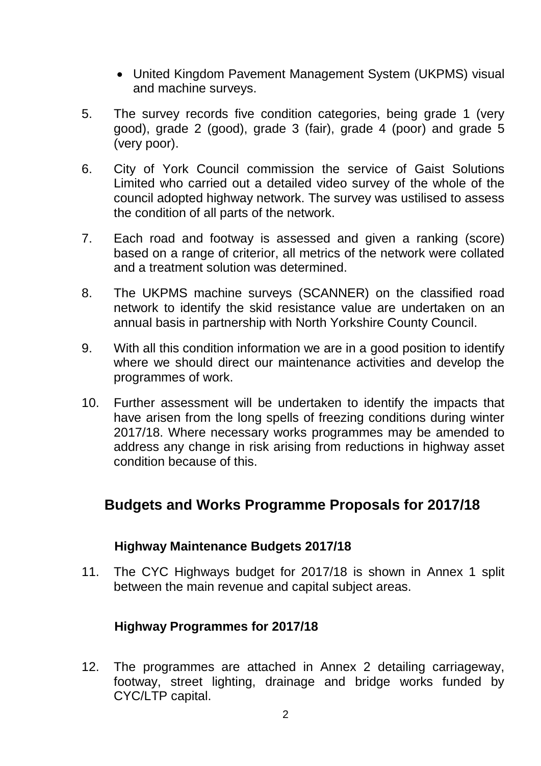- United Kingdom Pavement Management System (UKPMS) visual and machine surveys.

5. The survey records five condition categories, being grade 1 (very good), grade 2 (good), grade 3 (fair), grade 4 (poor) and grade 5 (very poor).

6. City of York Council commission the service of Gaist Solutions Limited who carried out a detailed video survey of the whole of the council adopted highway network. The survey was ustilised to assess the condition of all parts of the network.

7. Each road and footway is assessed and given a ranking (score) based on a range of criterior, all metrics of the network were collated and a treatment solution was determined.

8. The UKPMS machine surveys (SCANNER) on the classified road network to identify the skid resistance value are undertaken on an annual basis in partnership with North Yorkshire County Council.

9. With all this condition information we are in a good position to identify where we should direct our maintenance activities and develop the programmes of work.

10. Further assessment will be undertaken to identify the impacts that have arisen from the long spells of freezing conditions during winter 2017/18. Where necessary works programmes may be amended to address any change in risk arising from reductions in highway asset condition because of this.

## Budgets and Works Programme Proposals for 2017/18

### Highway Maintenance Budgets 2017/18

11. The CYC Highways budget for 2017/18 is shown in Annex 1 split between the main revenue and capital subject areas.

### Highway Programmes for 2017/18

12. The programmes are attached in Annex 2 detailing carriageway, footway, street lighting, drainage and bridge works funded by CYC/LTP capital.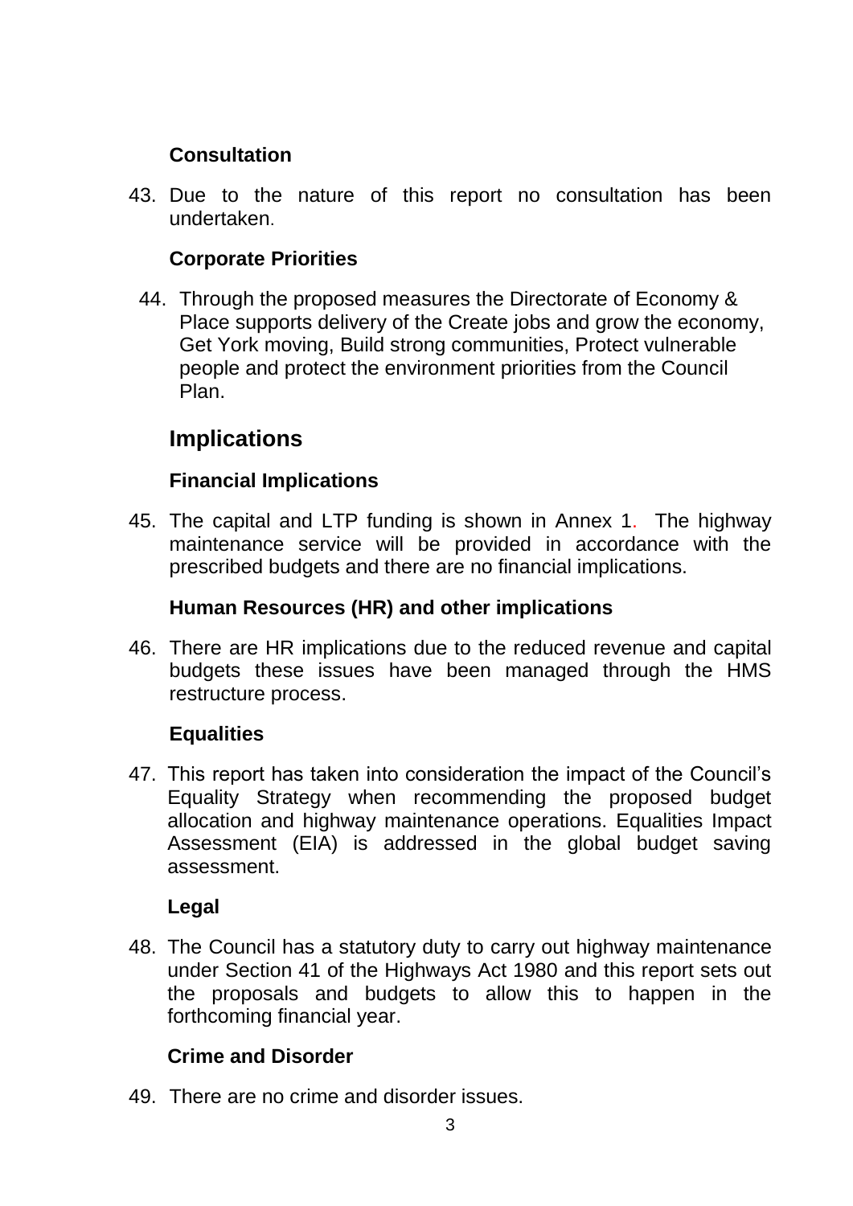### Consultation

43. Due to the nature of this report no consultation has been undertaken.

### Corporate Priorities

44. Through the proposed measures the Directorate of Economy & Place supports delivery of the Create jobs and grow the economy, Get York moving, Build strong communities, Protect vulnerable people and protect the environment priorities from the Council Plan.

## Implications

### Financial Implications

45. The capital and LTP funding is shown in Annex 1. The highway maintenance service will be provided in accordance with the prescribed budgets and there are no financial implications.

### Human Resources (HR) and other implications

46. There are HR implications due to the reduced revenue and capital budgets these issues have been managed through the HMS restructure process.

### Equalities

47. This report has taken into consideration the impact of the Council's Equality Strategy when recommending the proposed budget allocation and highway maintenance operations. Equalities Impact Assessment (EIA) is addressed in the global budget saving assessment.

### Legal

48. The Council has a statutory duty to carry out highway maintenance under Section 41 of the Highways Act 1980 and this report sets out the proposals and budgets to allow this to happen in the forthcoming financial year.

### Crime and Disorder

49. There are no crime and disorder issues.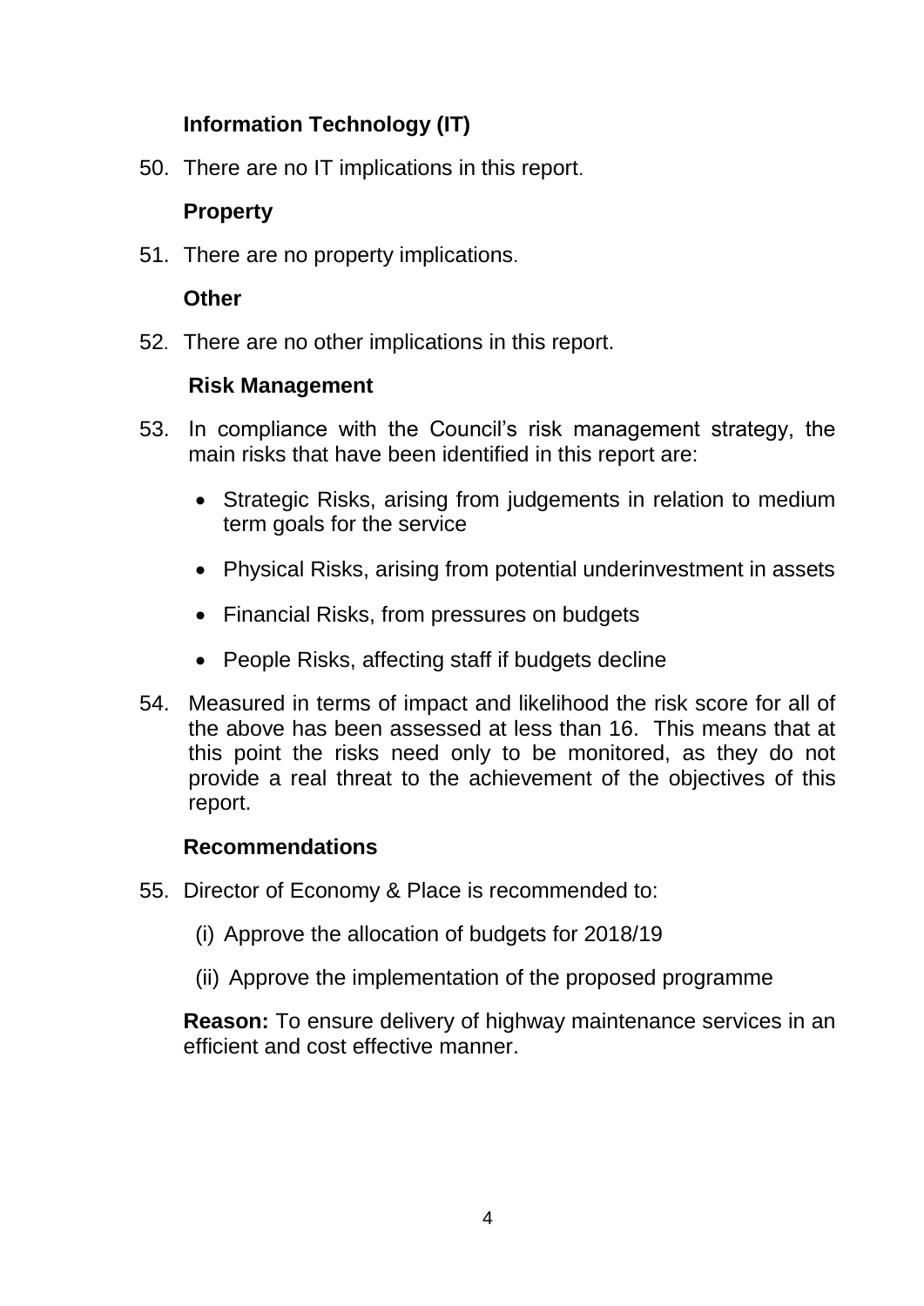**Information Technology (IT)**

50. There are no IT implications in this report.

**Property**

51. There are no property implications.

**Other**

52. There are no other implications in this report.

**Risk Management**

53. In compliance with the Council's risk management strategy, the main risks that have been identified in this report are:

    - Strategic Risks, arising from judgements in relation to medium term goals for the service
    - Physical Risks, arising from potential underinvestment in assets
    - Financial Risks, from pressures on budgets
    - People Risks, affecting staff if budgets decline

54. Measured in terms of impact and likelihood the risk score for all of the above has been assessed at less than 16. This means that at this point the risks need only to be monitored, as they do not provide a real threat to the achievement of the objectives of this report.

**Recommendations**

55. Director of Economy & Place is recommended to:

    (i) Approve the allocation of budgets for 2018/19

    (ii) Approve the implementation of the proposed programme

    **Reason:** To ensure delivery of highway maintenance services in an efficient and cost effective manner.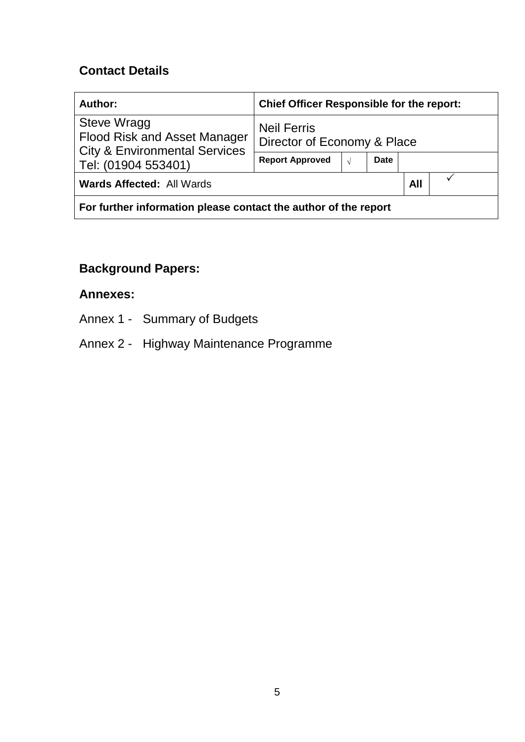## Contact Details

| Author: | Chief Officer Responsible for the report: | | | | |
|---|---|---|---|---|---|
| Steve Wragg<br>Flood Risk and Asset Manager<br>City & Environmental Services<br>Tel: (01904 553401) | Neil Ferris<br>Director of Economy & Place | | | | |
| | Report Approved | √ | Date | | |
| Wards Affected: All Wards | | | | All | ✓ |
| For further information please contact the author of the report | | | | | |

## Background Papers:

## Annexes:

Annex 1 - Summary of Budgets

Annex 2 - Highway Maintenance Programme